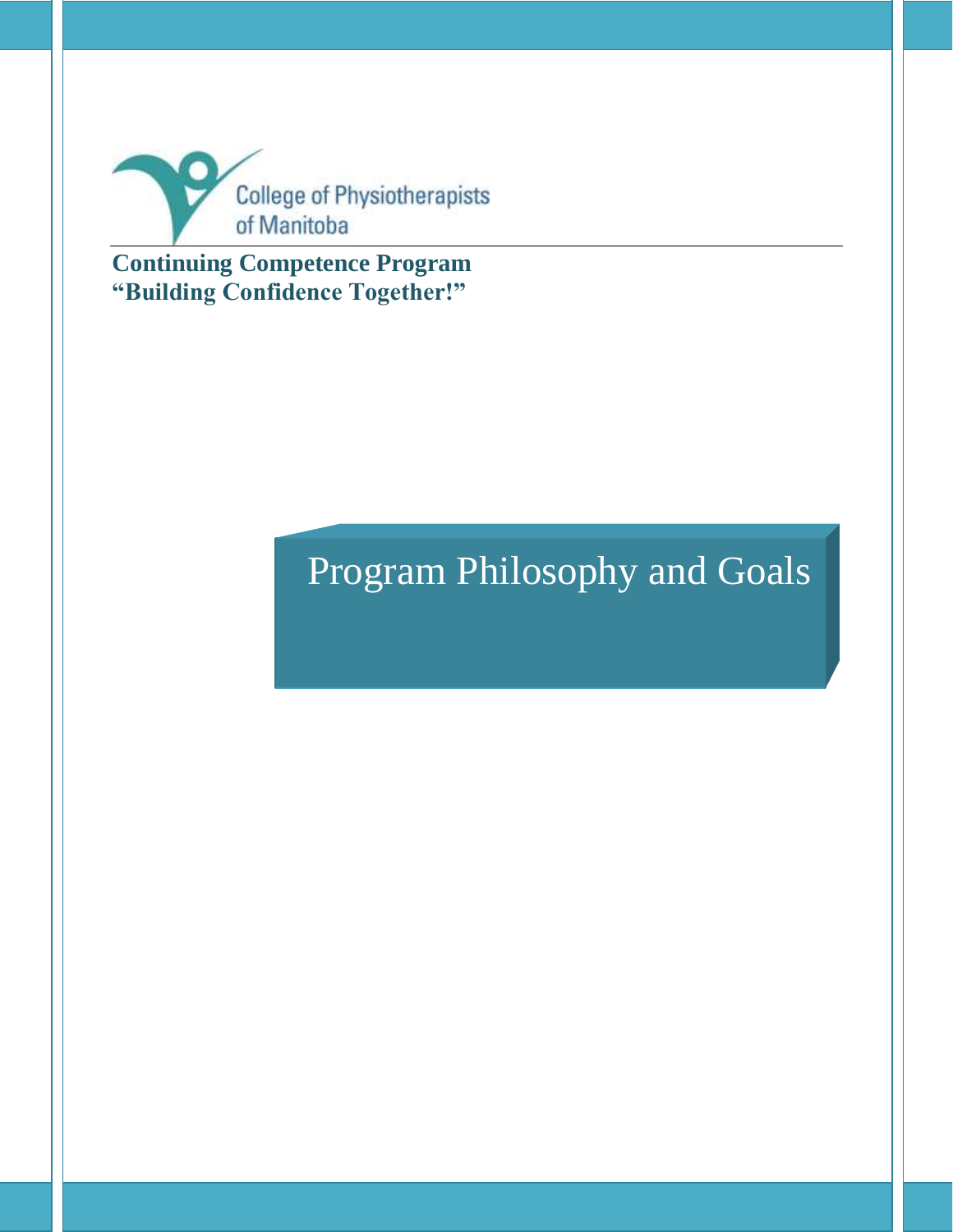College of Physiotherapists of Manitoba

**Continuing Competence Program**
**"Building Confidence Together!"**

# Program Philosophy and Goals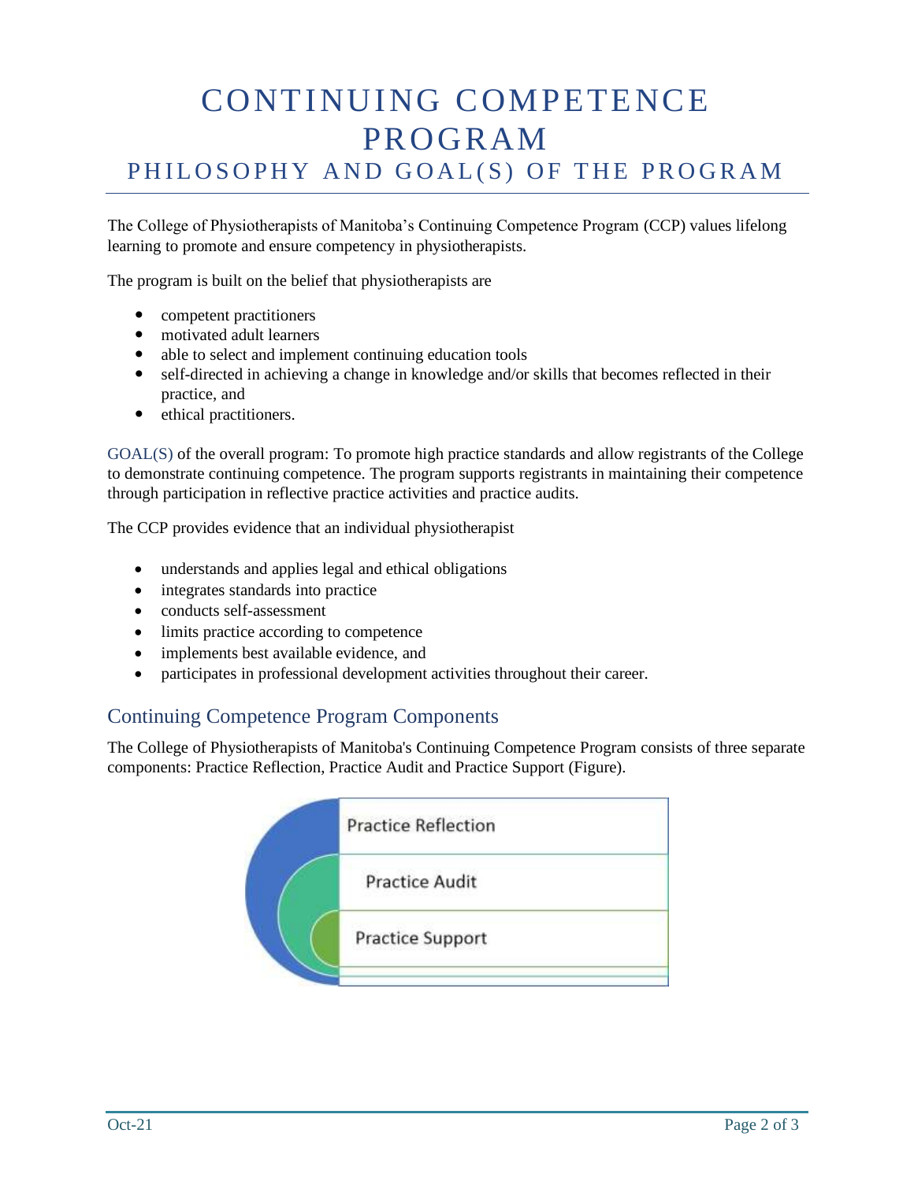# CONTINUING COMPETENCE PROGRAM

## PHILOSOPHY AND GOAL(S) OF THE PROGRAM

The College of Physiotherapists of Manitoba's Continuing Competence Program (CCP) values lifelong learning to promote and ensure competency in physiotherapists.

The program is built on the belief that physiotherapists are

- competent practitioners
- motivated adult learners
- able to select and implement continuing education tools
- self-directed in achieving a change in knowledge and/or skills that becomes reflected in their practice, and
- ethical practitioners.

GOAL(S) of the overall program: To promote high practice standards and allow registrants of the College to demonstrate continuing competence. The program supports registrants in maintaining their competence through participation in reflective practice activities and practice audits.

The CCP provides evidence that an individual physiotherapist

- understands and applies legal and ethical obligations
- integrates standards into practice
- conducts self-assessment
- limits practice according to competence
- implements best available evidence, and
- participates in professional development activities throughout their career.

## Continuing Competence Program Components

The College of Physiotherapists of Manitoba's Continuing Competence Program consists of three separate components: Practice Reflection, Practice Audit and Practice Support (Figure).

Practice Reflection

Practice Audit

Practice Support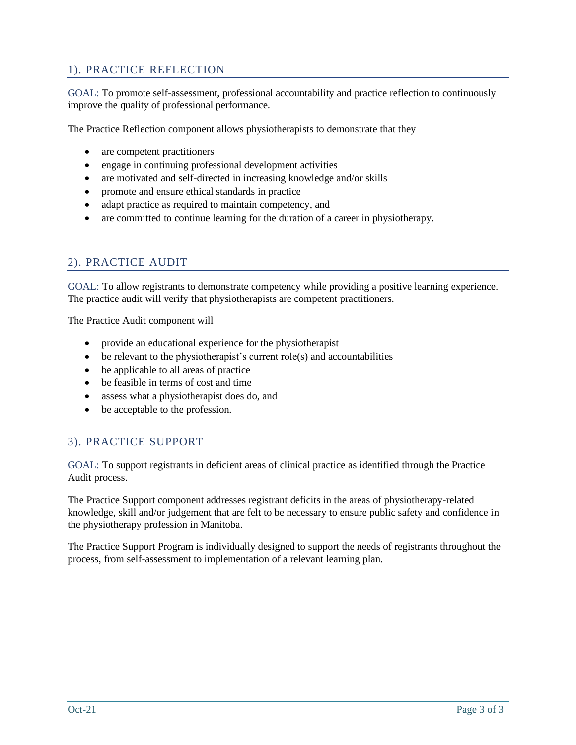## 1). PRACTICE REFLECTION

GOAL: To promote self-assessment, professional accountability and practice reflection to continuously improve the quality of professional performance.

The Practice Reflection component allows physiotherapists to demonstrate that they

- are competent practitioners
- engage in continuing professional development activities
- are motivated and self-directed in increasing knowledge and/or skills
- promote and ensure ethical standards in practice
- adapt practice as required to maintain competency, and
- are committed to continue learning for the duration of a career in physiotherapy.

## 2). PRACTICE AUDIT

GOAL: To allow registrants to demonstrate competency while providing a positive learning experience. The practice audit will verify that physiotherapists are competent practitioners.

The Practice Audit component will

- provide an educational experience for the physiotherapist
- be relevant to the physiotherapist's current role(s) and accountabilities
- be applicable to all areas of practice
- be feasible in terms of cost and time
- assess what a physiotherapist does do, and
- be acceptable to the profession.

## 3). PRACTICE SUPPORT

GOAL: To support registrants in deficient areas of clinical practice as identified through the Practice Audit process.

The Practice Support component addresses registrant deficits in the areas of physiotherapy-related knowledge, skill and/or judgement that are felt to be necessary to ensure public safety and confidence in the physiotherapy profession in Manitoba.

The Practice Support Program is individually designed to support the needs of registrants throughout the process, from self-assessment to implementation of a relevant learning plan.